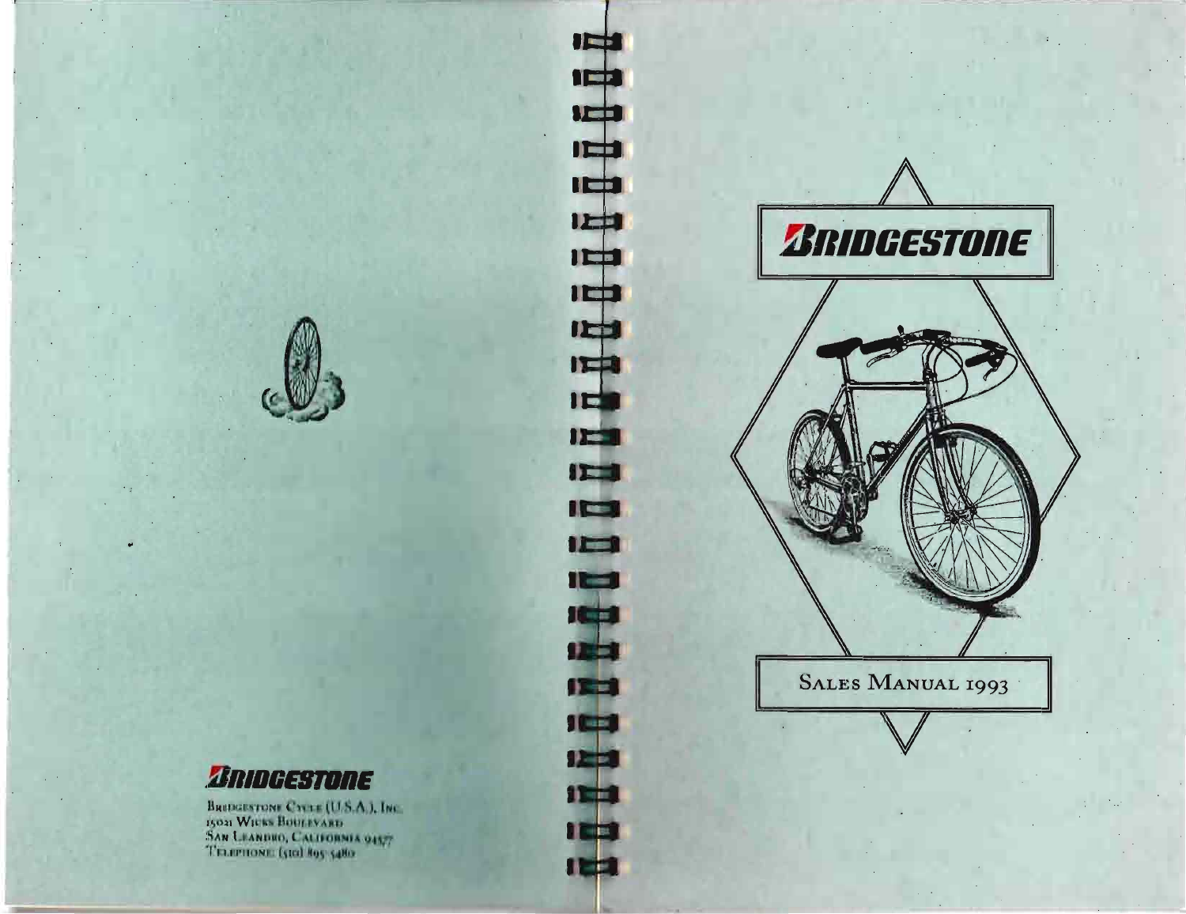**BRIDGESTONE**

Bridgestone Cycle (U.S.A.), Inc.
15021 Wicks Boulevard
San Leandro, California 94577
Telephone: (510) 895-5480

# BRIDGESTONE

## Sales Manual 1993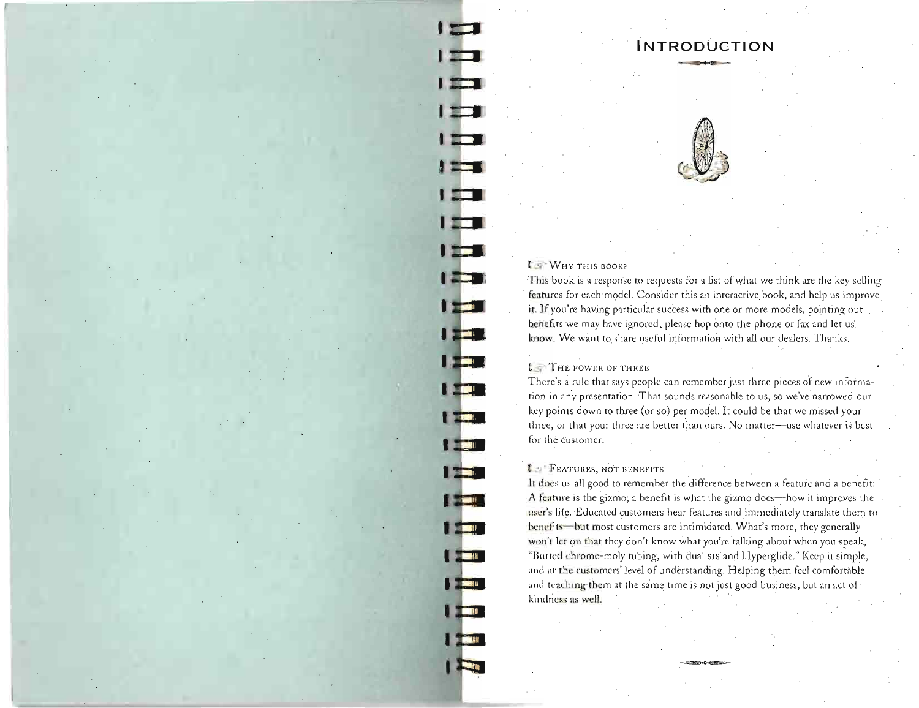# INTRODUCTION

### WHY THIS BOOK?

This book is a response to requests for a list of what we think are the key selling features for each model. Consider this an interactive book, and help us improve it. If you're having particular success with one or more models, pointing out benefits we may have ignored, please hop onto the phone or fax and let us know. We want to share useful information with all our dealers. Thanks.

### THE POWER OF THREE

There's a rule that says people can remember just three pieces of new information in any presentation. That sounds reasonable to us, so we've narrowed our key points down to three (or so) per model. It could be that we missed your three, or that your three are better than ours. No matter—use whatever is best for the customer.

### FEATURES, NOT BENEFITS

It does us all good to remember the difference between a feature and a benefit: A feature is the gizmo; a benefit is what the gizmo does—how it improves the user's life. Educated customers hear features and immediately translate them to benefits—but most customers are intimidated. What's more, they generally won't let on that they don't know what you're talking about when you speak, "Butted chrome-moly tubing, with dual SIS and Hyperglide." Keep it simple, and at the customers' level of understanding. Helping them feel comfortable and teaching them at the same time is not just good business, but an act of kindness as well.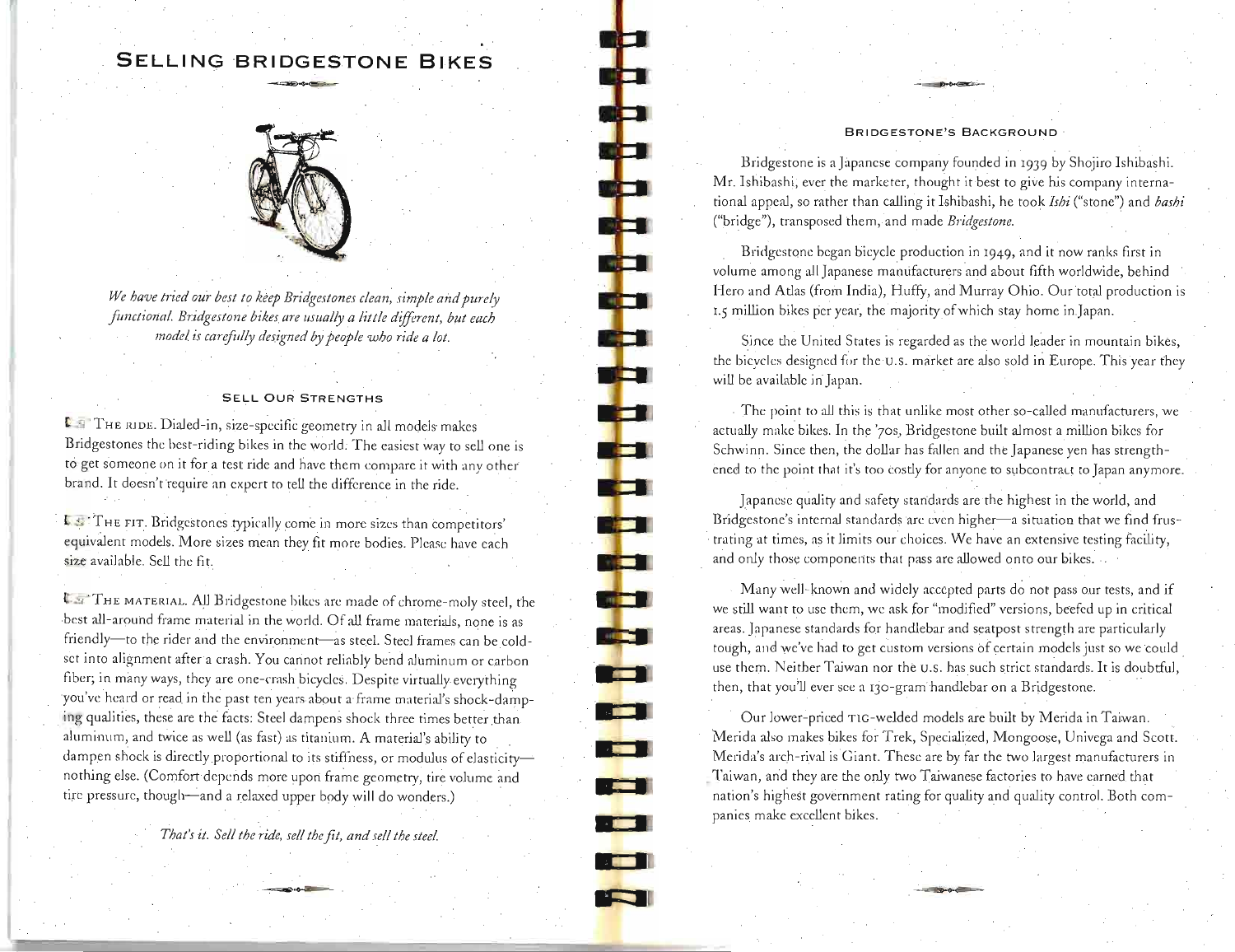# Selling Bridgestone Bikes

*We have tried our best to keep Bridgestones clean, simple and purely functional. Bridgestone bikes are usually a little different, but each model is carefully designed by people who ride a lot.*

### Sell Our Strengths

**The ride.** Dialed-in, size-specific geometry in all models makes Bridgestones the best-riding bikes in the world. The easiest way to sell one is to get someone on it for a test ride and have them compare it with any other brand. It doesn't require an expert to tell the difference in the ride.

**The fit.** Bridgestones typically come in more sizes than competitors' equivalent models. More sizes mean they fit more bodies. Please have each size available. Sell the fit.

**The material.** All Bridgestone bikes are made of chrome-moly steel, the best all-around frame material in the world. Of all frame materials, none is as friendly—to the rider and the environment—as steel. Steel frames can be cold-set into alignment after a crash. You cannot reliably bend aluminum or carbon fiber; in many ways, they are one-crash bicycles. Despite virtually everything you've heard or read in the past ten years about a frame material's shock-damping qualities, these are the facts: Steel dampens shock three times better than aluminum, and twice as well (as fast) as titanium. A material's ability to dampen shock is directly proportional to its stiffness, or modulus of elasticity—nothing else. (Comfort depends more upon frame geometry, tire volume and tire pressure, though—and a relaxed upper body will do wonders.)

*That's it. Sell the ride, sell the fit, and sell the steel.*

### Bridgestone's Background

Bridgestone is a Japanese company founded in 1939 by Shojiro Ishibashi. Mr. Ishibashi, ever the marketer, thought it best to give his company international appeal, so rather than calling it Ishibashi, he took *Ishi* ("stone") and *bashi* ("bridge"), transposed them, and made *Bridgestone.*

Bridgestone began bicycle production in 1949, and it now ranks first in volume among all Japanese manufacturers and about fifth worldwide, behind Hero and Atlas (from India), Huffy, and Murray Ohio. Our total production is 1.5 million bikes per year, the majority of which stay home in Japan.

Since the United States is regarded as the world leader in mountain bikes, the bicycles designed for the U.S. market are also sold in Europe. This year they will be available in Japan.

The point to all this is that unlike most other so-called manufacturers, we actually make bikes. In the '70s, Bridgestone built almost a million bikes for Schwinn. Since then, the dollar has fallen and the Japanese yen has strengthened to the point that it's too costly for anyone to subcontract to Japan anymore.

Japanese quality and safety standards are the highest in the world, and Bridgestone's internal standards are even higher—a situation that we find frustrating at times, as it limits our choices. We have an extensive testing facility, and only those components that pass are allowed onto our bikes.

Many well-known and widely accepted parts do not pass our tests, and if we still want to use them, we ask for "modified" versions, beefed up in critical areas. Japanese standards for handlebar and seatpost strength are particularly tough, and we've had to get custom versions of certain models just so we could use them. Neither Taiwan nor the U.S. has such strict standards. It is doubtful, then, that you'll ever see a 130-gram handlebar on a Bridgestone.

Our lower-priced TIG-welded models are built by Merida in Taiwan. Merida also makes bikes for Trek, Specialized, Mongoose, Univega and Scott. Merida's arch-rival is Giant. These are by far the two largest manufacturers in Taiwan, and they are the only two Taiwanese factories to have earned that nation's highest government rating for quality and quality control. Both companies make excellent bikes.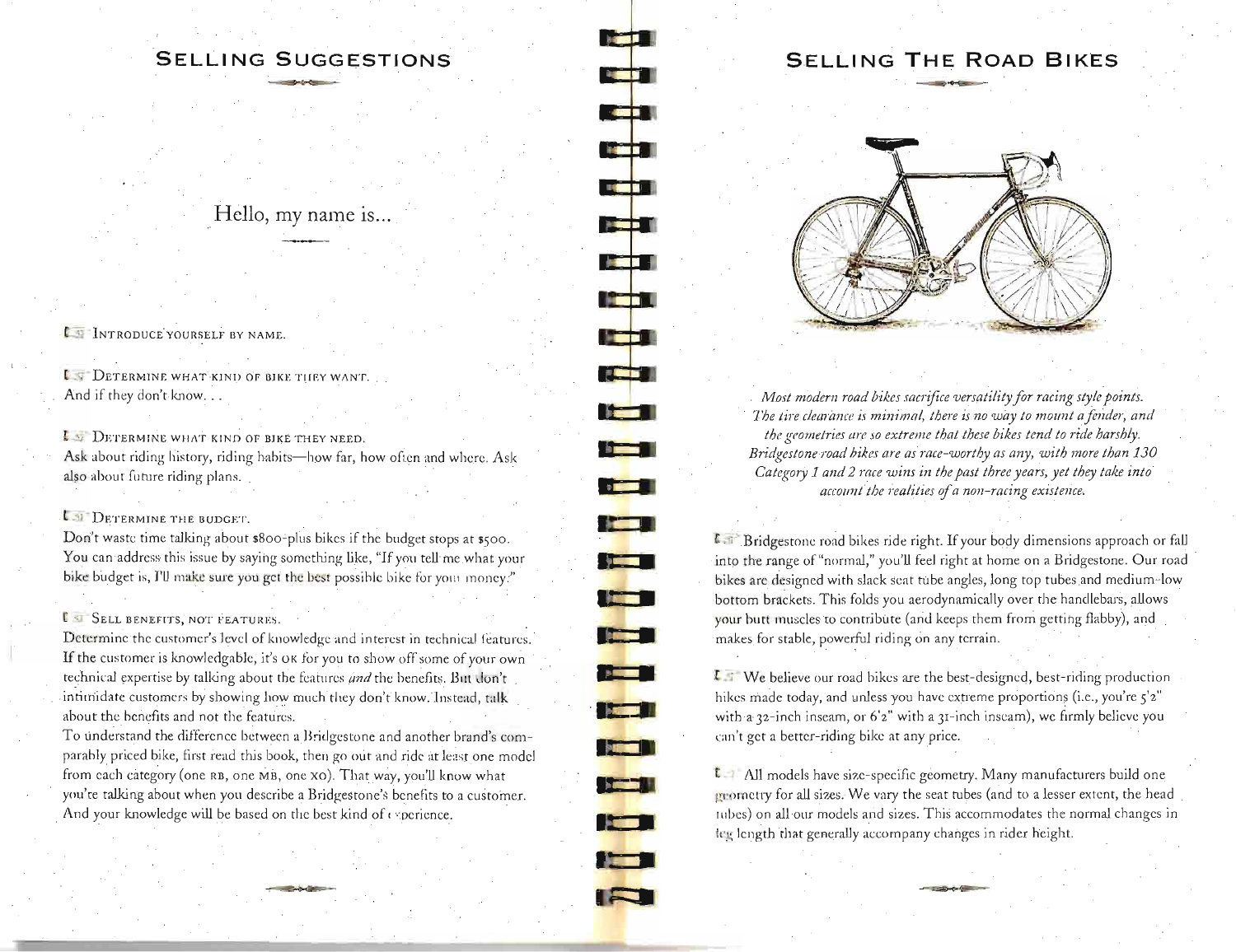## SELLING SUGGESTIONS

### Hello, my name is...

**INTRODUCE YOURSELF BY NAME.**

**DETERMINE WHAT KIND OF BIKE THEY WANT.**
And if they don't know. . .

**DETERMINE WHAT KIND OF BIKE THEY NEED.**
Ask about riding history, riding habits—how far, how often and where. Ask also about future riding plans.

**DETERMINE THE BUDGET.**
Don't waste time talking about $800-plus bikes if the budget stops at $500. You can address this issue by saying something like, "If you tell me what your bike budget is, I'll make sure you get the best possible bike for your money."

**SELL BENEFITS, NOT FEATURES.**
Determine the customer's level of knowledge and interest in technical features. If the customer is knowledgable, it's OK for you to show off some of your own technical expertise by talking about the features *and* the benefits. But don't intimidate customers by showing how much they don't know. Instead, talk about the benefits and not the features.
To understand the difference between a Bridgestone and another brand's comparably priced bike, first read this book, then go out and ride at least one model from each category (one RB, one MB, one XO). That way, you'll know what you're talking about when you describe a Bridgestone's benefits to a customer. And your knowledge will be based on the best kind of experience.

## SELLING THE ROAD BIKES

*Most modern road bikes sacrifice versatility for racing style points. The tire clearance is minimal, there is no way to mount a fender, and the geometries are so extreme that these bikes tend to ride harshly. Bridgestone road bikes are as race-worthy as any, with more than 130 Category 1 and 2 race wins in the past three years, yet they take into account the realities of a non-racing existence.*

Bridgestone road bikes ride right. If your body dimensions approach or fall into the range of "normal," you'll feel right at home on a Bridgestone. Our road bikes are designed with slack seat tube angles, long top tubes and medium-low bottom brackets. This folds you aerodynamically over the handlebars, allows your butt muscles to contribute (and keeps them from getting flabby), and makes for stable, powerful riding on any terrain.

We believe our road bikes are the best-designed, best-riding production bikes made today, and unless you have extreme proportions (i.e., you're 5'2" with a 32-inch inseam, or 6'2" with a 31-inch inseam), we firmly believe you can't get a better-riding bike at any price.

All models have size-specific geometry. Many manufacturers build one geometry for all sizes. We vary the seat tubes (and to a lesser extent, the head tubes) on all our models and sizes. This accommodates the normal changes in leg length that generally accompany changes in rider height.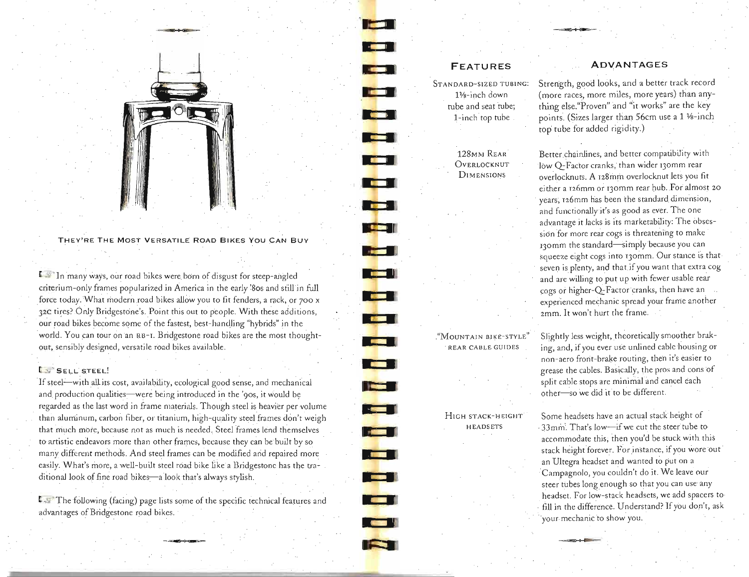THEY'RE THE MOST VERSATILE ROAD BIKES YOU CAN BUY

In many ways, our road bikes were born of disgust for steep-angled criterium-only frames popularized in America in the early '80s and still in full force today. What modern road bikes allow you to fit fenders, a rack, or 700 x 32C tires? Only Bridgestone's. Point this out to people. With these additions, our road bikes become some of the fastest, best-handling "hybrids" in the world. You can tour on an RB-1. Bridgestone road bikes are the most thought-out, sensibly designed, versatile road bikes available.

**SELL STEEL!**

If steel—with all its cost, availability, ecological good sense, and mechanical and production qualities—were being introduced in the '90s, it would be regarded as the last word in frame materials. Though steel is heavier per volume than aluminum, carbon fiber, or titanium, high-quality steel frames don't weigh that much more, because not as much is needed. Steel frames lend themselves to artistic endeavors more than other frames, because they can be built by so many different methods. And steel frames can be modified and repaired more easily. What's more, a well-built steel road bike like a Bridgestone has the traditional look of fine road bikes—a look that's always stylish.

The following (facing) page lists some of the specific technical features and advantages of Bridgestone road bikes.

| FEATURES | ADVANTAGES |
|---|---|
| STANDARD-SIZED TUBING: 1⅛-inch down tube and seat tube; 1-inch top tube | Strength, good looks, and a better track record (more races, more miles, more years) than anything else. "Proven" and "it works" are the key points. (Sizes larger than 56cm use a 1 ⅛-inch top tube for added rigidity.) |
| 128MM REAR OVERLOCKNUT DIMENSIONS | Better chainlines, and better compatibility with low Q-Factor cranks, than wider 130mm rear overlocknuts. A 128mm overlocknut lets you fit either a 126mm or 130mm rear hub. For almost 20 years, 126mm has been the standard dimension, and functionally it's as good as ever. The one advantage it lacks is its marketability: The obsession for more rear cogs is threatening to make 130mm the standard—simply because you can squeeze eight cogs into 130mm. Our stance is that seven is plenty, and that if you want that extra cog and are willing to put up with fewer usable rear cogs or higher-Q-Factor cranks, then have an experienced mechanic spread your frame another 2mm. It won't hurt the frame. |
| "MOUNTAIN BIKE-STYLE" REAR CABLE GUIDES | Slightly less weight, theoretically smoother braking, and, if you ever use unlined cable housing or non-aero front-brake routing, then it's easier to grease the cables. Basically, the pros and cons of split cable stops are minimal and cancel each other—so we did it to be different. |
| HIGH STACK-HEIGHT HEADSETS | Some headsets have an actual stack height of 33mm. That's low—if we cut the steer tube to accommodate this, then you'd be stuck with this stack height forever. For instance, if you wore out an Ultegra headset and wanted to put on a Campagnolo, you couldn't do it. We leave our steer tubes long enough so that you can use any headset. For low-stack headsets, we add spacers to fill in the difference. Understand? If you don't, ask your mechanic to show you. |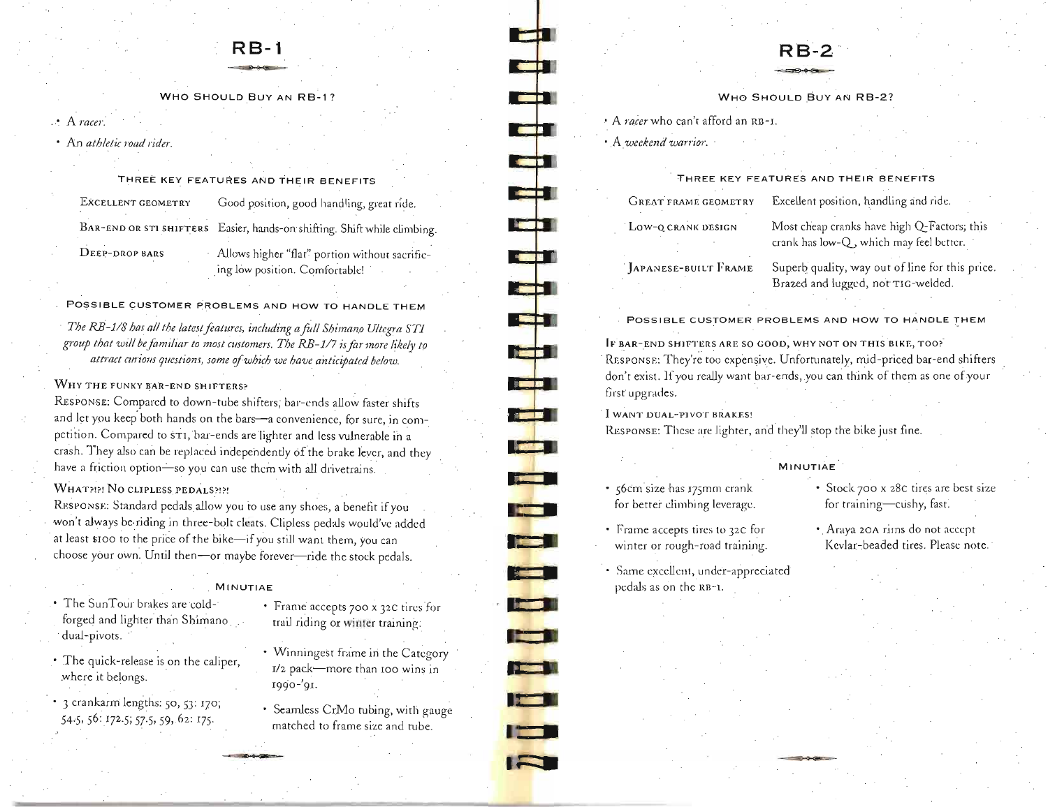# RB-1

### Who Should Buy an RB-1?

- A *racer*.
- An *athletic road rider*.

### Three Key Features and Their Benefits

| | |
|---|---|
| Excellent geometry | Good position, good handling, great ride. |
| Bar-end or STI shifters | Easier, hands-on shifting. Shift while climbing. |
| Deep-drop bars | Allows higher "flat" portion without sacrificing low position. Comfortable! |

### Possible Customer Problems and How to Handle Them

*The RB-1/8 has all the latest features, including a full Shimano Ultegra STI group that will be familiar to most customers. The RB-1/7 is far more likely to attract curious questions, some of which we have anticipated below.*

**Why the funky bar-end shifters?**
Response: Compared to down-tube shifters, bar-ends allow faster shifts and let you keep both hands on the bars—a convenience, for sure, in competition. Compared to STI, bar-ends are lighter and less vulnerable in a crash. They also can be replaced independently of the brake lever, and they have a friction option—so you can use them with all drivetrains.

**What?!?! No clipless pedals?!?!**
Response: Standard pedals allow you to use any shoes, a benefit if you won't always be riding in three-bolt cleats. Clipless pedals would've added at least $100 to the price of the bike—if you still want them, you can choose your own. Until then—or maybe forever—ride the stock pedals.

### Minutiae

- The SunTour brakes are cold-forged and lighter than Shimano dual-pivots.
- The quick-release is on the caliper, where it belongs.
- 3 crankarm lengths: 50, 53: 170; 54.5, 56: 172.5; 57.5, 59, 62: 175.
- Frame accepts 700 x 32C tires for trail riding or winter training.
- Winningest frame in the Category 1/2 pack—more than 100 wins in 1990-'91.
- Seamless CrMo tubing, with gauge matched to frame size and tube.

# RB-2

### Who Should Buy an RB-2?

- A *racer* who can't afford an RB-1.
- A *weekend warrior*.

### Three Key Features and Their Benefits

| | |
|---|---|
| Great frame geometry | Excellent position, handling and ride. |
| Low-Q crank design | Most cheap cranks have high Q-Factors; this crank has low-Q, which may feel better. |
| Japanese-built Frame | Superb quality, way out of line for this price. Brazed and lugged, not TIG-welded. |

### Possible Customer Problems and How to Handle Them

**If bar-end shifters are so good, why not on this bike, too?**
Response: They're too expensive. Unfortunately, mid-priced bar-end shifters don't exist. If you really want bar-ends, you can think of them as one of your first upgrades.

**I want dual-pivot brakes!**
Response: These are lighter, and they'll stop the bike just fine.

### Minutiae

- 56cm size has 175mm crank for better climbing leverage.
- Frame accepts tires to 32C for winter or rough-road training.
- Same excellent, under-appreciated pedals as on the RB-1.
- Stock 700 x 28C tires are best size for training—cushy, fast.
- Araya 20A rims do not accept Kevlar-beaded tires. Please note.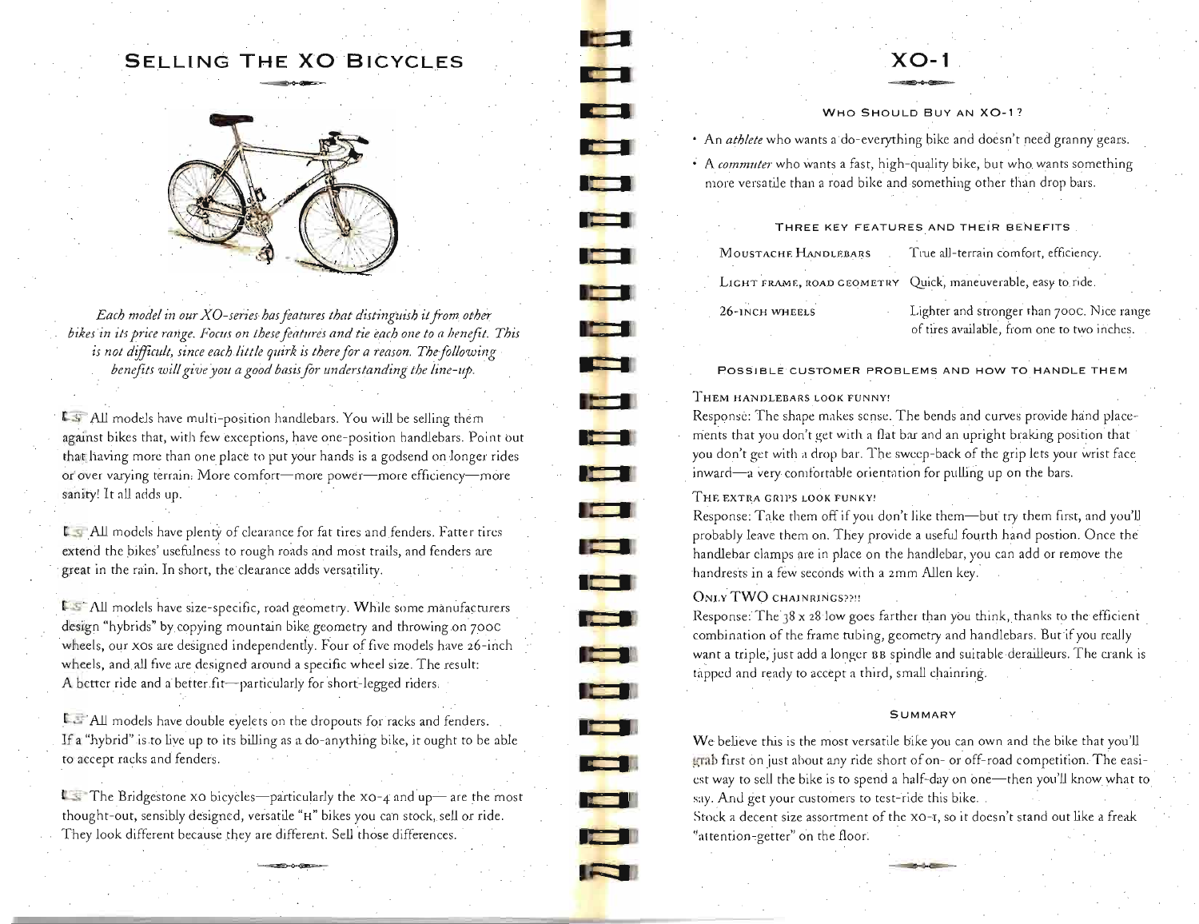## Selling The XO Bicycles

*Each model in our XO-series has features that distinguish it from other bikes in its price range. Focus on these features and tie each one to a benefit. This is not difficult, since each little quirk is there for a reason. The following benefits will give you a good basis for understanding the line-up.*

☞ All models have multi-position handlebars. You will be selling them against bikes that, with few exceptions, have one-position handlebars. Point out that having more than one place to put your hands is a godsend on longer rides or over varying terrain. More comfort—more power—more efficiency—more sanity! It all adds up.

☞ All models have plenty of clearance for fat tires and fenders. Fatter tires extend the bikes' usefulness to rough roads and most trails, and fenders are great in the rain. In short, the clearance adds versatility.

☞ All models have size-specific, road geometry. While some manufacturers design "hybrids" by copying mountain bike geometry and throwing on 700C wheels, our XOs are designed independently. Four of five models have 26-inch wheels, and all five are designed around a specific wheel size. The result: A better ride and a better fit—particularly for short-legged riders.

☞ All models have double eyelets on the dropouts for racks and fenders. If a "hybrid" is to live up to its billing as a do-anything bike, it ought to be able to accept racks and fenders.

☞ The Bridgestone XO bicycles—particularly the XO-4 and up— are the most thought-out, sensibly designed, versatile "H" bikes you can stock, sell or ride. They look different because they are different. Sell those differences.

## XO-1

### Who Should Buy An XO-1?

- An *athlete* who wants a do-everything bike and doesn't need granny gears.
- A *commuter* who wants a fast, high-quality bike, but who wants something more versatile than a road bike and something other than drop bars.

### Three Key Features And Their Benefits

| Feature | Benefit |
|---|---|
| Moustache Handlebars | True all-terrain comfort, efficiency. |
| Light frame, road geometry | Quick, maneuverable, easy to ride. |
| 26-inch wheels | Lighter and stronger than 700C. Nice range of tires available, from one to two inches. |

### Possible Customer Problems And How To Handle Them

**Them handlebars look funny!**
Response: The shape makes sense. The bends and curves provide hand placements that you don't get with a flat bar and an upright braking position that you don't get with a drop bar. The sweep-back of the grip lets your wrist face inward—a very comfortable orientation for pulling up on the bars.

**The extra grips look funky!**
Response: Take them off if you don't like them—but try them first, and you'll probably leave them on. They provide a useful fourth hand postion. Once the handlebar clamps are in place on the handlebar, you can add or remove the handrests in a few seconds with a 2mm Allen key.

**Only TWO chainrings??!!**
Response: The 38 x 28 low goes farther than you think, thanks to the efficient combination of the frame tubing, geometry and handlebars. But if you really want a triple, just add a longer BB spindle and suitable derailleurs. The crank is tapped and ready to accept a third, small chainring.

### Summary

We believe this is the most versatile bike you can own and the bike that you'll grab first on just about any ride short of on- or off-road competition. The easiest way to sell the bike is to spend a half-day on one—then you'll know what to say. And get your customers to test-ride this bike.
Stock a decent size assortment of the XO-1, so it doesn't stand out like a freak "attention-getter" on the floor.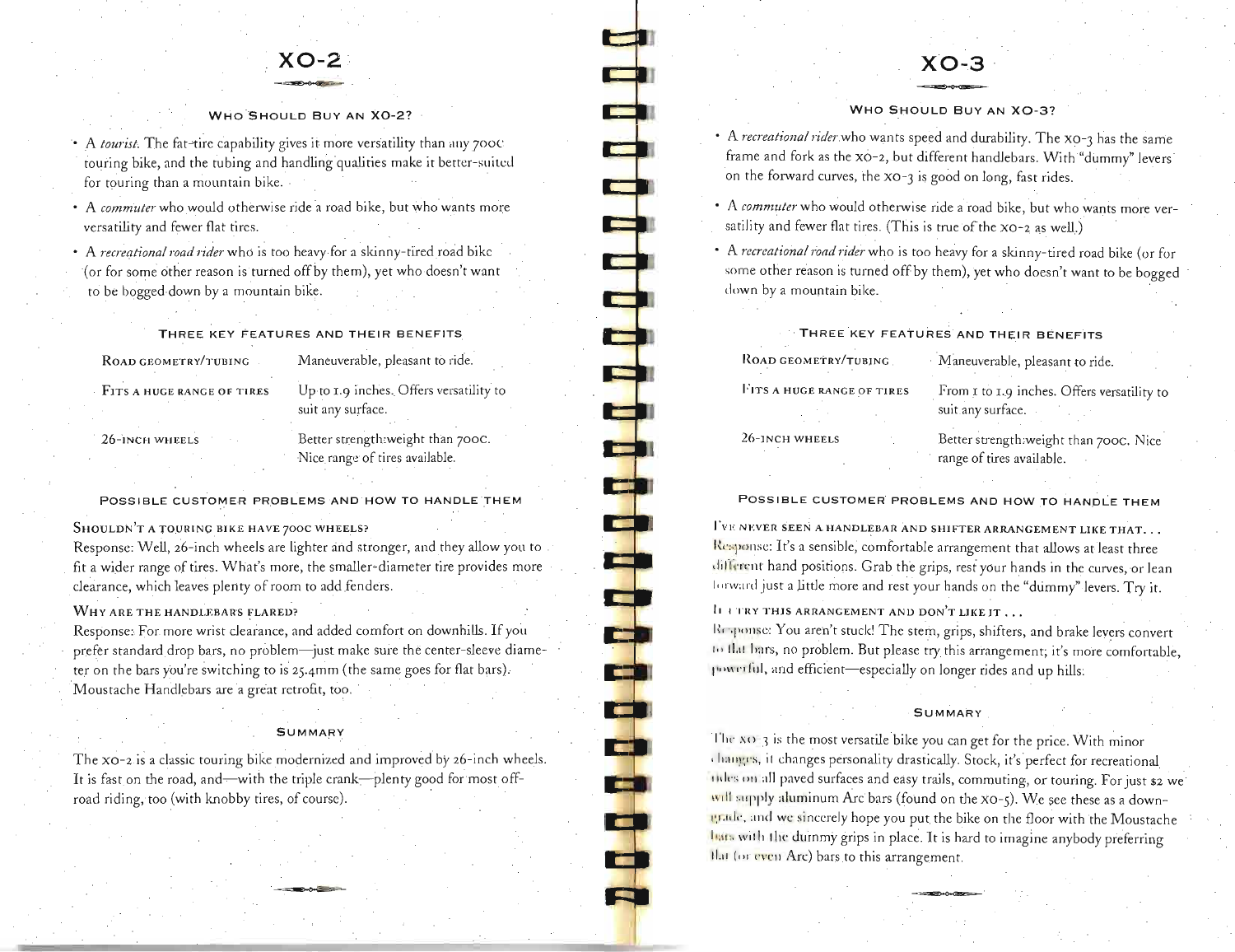# XO-2

### WHO SHOULD BUY AN XO-2?

- A *tourist.* The fat-tire capability gives it more versatility than any 700c touring bike, and the tubing and handling qualities make it better-suited for touring than a mountain bike.
- A *commuter* who would otherwise ride a road bike, but who wants more versatility and fewer flat tires.
- A *recreational road rider* who is too heavy for a skinny-tired road bike (or for some other reason is turned off by them), yet who doesn't want to be bogged down by a mountain bike.

### THREE KEY FEATURES AND THEIR BENEFITS

| | |
|---|---|
| ROAD GEOMETRY/TUBING | Maneuverable, pleasant to ride. |
| FITS A HUGE RANGE OF TIRES | Up to 1.9 inches. Offers versatility to suit any surface. |
| 26-INCH WHEELS | Better strength:weight than 700c. Nice range of tires available. |

### POSSIBLE CUSTOMER PROBLEMS AND HOW TO HANDLE THEM

**SHOULDN'T A TOURING BIKE HAVE 700C WHEELS?**
Response: Well, 26-inch wheels are lighter and stronger, and they allow you to fit a wider range of tires. What's more, the smaller-diameter tire provides more clearance, which leaves plenty of room to add fenders.

**WHY ARE THE HANDLEBARS FLARED?**
Response: For more wrist clearance, and added comfort on downhills. If you prefer standard drop bars, no problem—just make sure the center-sleeve diameter on the bars you're switching to is 25.4mm (the same goes for flat bars). Moustache Handlebars are a great retrofit, too.

### SUMMARY

The XO-2 is a classic touring bike modernized and improved by 26-inch wheels. It is fast on the road, and—with the triple crank—plenty good for most off-road riding, too (with knobby tires, of course).

# XO-3

### WHO SHOULD BUY AN XO-3?

- A *recreational rider* who wants speed and durability. The XO-3 has the same frame and fork as the XO-2, but different handlebars. With "dummy" levers on the forward curves, the XO-3 is good on long, fast rides.
- A *commuter* who would otherwise ride a road bike, but who wants more versatility and fewer flat tires. (This is true of the XO-2 as well.)
- A *recreational road rider* who is too heavy for a skinny-tired road bike (or for some other reason is turned off by them), yet who doesn't want to be bogged down by a mountain bike.

### THREE KEY FEATURES AND THEIR BENEFITS

| | |
|---|---|
| ROAD GEOMETRY/TUBING | Maneuverable, pleasant to ride. |
| FITS A HUGE RANGE OF TIRES | From 1 to 1.9 inches. Offers versatility to suit any surface. |
| 26-INCH WHEELS | Better strength:weight than 700c. Nice range of tires available. |

### POSSIBLE CUSTOMER PROBLEMS AND HOW TO HANDLE THEM

**I'VE NEVER SEEN A HANDLEBAR AND SHIFTER ARRANGEMENT LIKE THAT...**
Response: It's a sensible, comfortable arrangement that allows at least three different hand positions. Grab the grips, rest your hands in the curves, or lean forward just a little more and rest your hands on the "dummy" levers. Try it.

**IF I TRY THIS ARRANGEMENT AND DON'T LIKE IT...**
Response: You aren't stuck! The stem, grips, shifters, and brake levers convert to flat bars, no problem. But please try this arrangement; it's more comfortable, powerful, and efficient—especially on longer rides and up hills.

### SUMMARY

The XO-3 is the most versatile bike you can get for the price. With minor changes, it changes personality drastically. Stock, it's perfect for recreational rides on all paved surfaces and easy trails, commuting, or touring. For just $2 we will supply aluminum Arc bars (found on the XO-5). We see these as a downgrade, and we sincerely hope you put the bike on the floor with the Moustache bars with the dummy grips in place. It is hard to imagine anybody preferring flat (or even Arc) bars to this arrangement.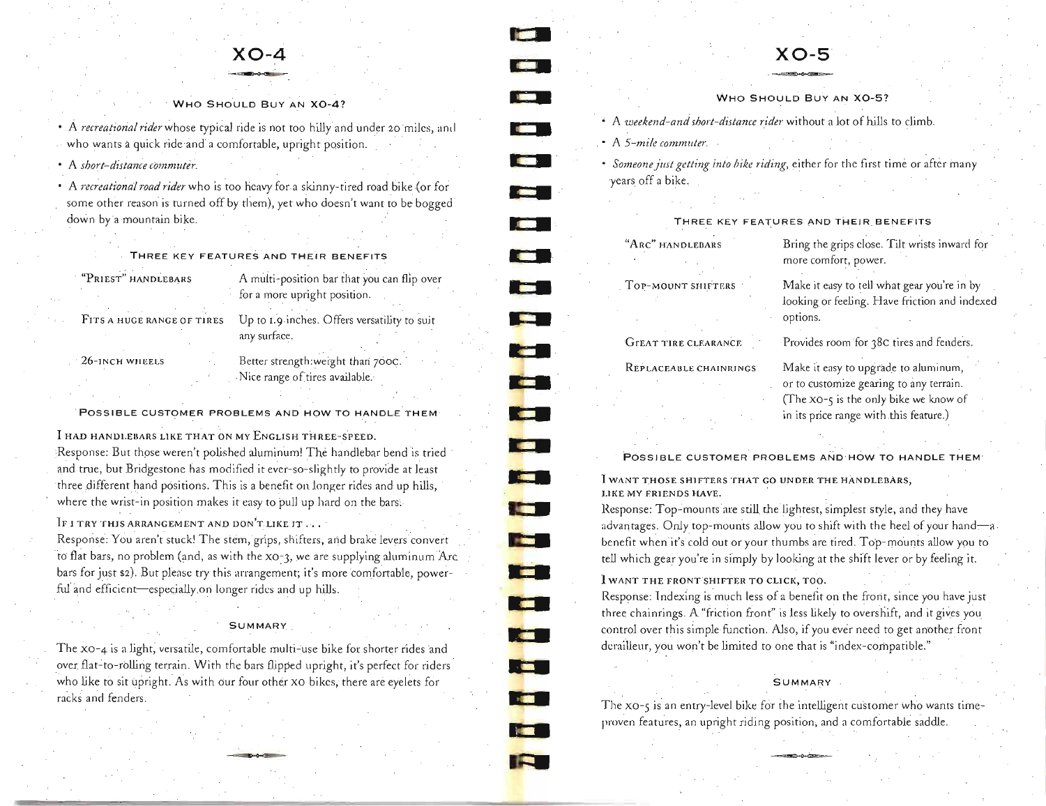# XO-4

### Who Should Buy an XO-4?

- A *recreational rider* whose typical ride is not too hilly and under 20 miles, and who wants a quick ride and a comfortable, upright position.
- A *short-distance commuter.*
- A *recreational road rider* who is too heavy for a skinny-tired road bike (or for some other reason is turned off by them), yet who doesn't want to be bogged down by a mountain bike.

### Three Key Features and Their Benefits

| | |
|---|---|
| "Priest" handlebars | A multi-position bar that you can flip over for a more upright position. |
| Fits a huge range of tires | Up to 1.9 inches. Offers versatility to suit any surface. |
| 26-inch wheels | Better strength:weight than 700C. Nice range of tires available. |

### Possible Customer Problems and How to Handle Them

**I had handlebars like that on my English three-speed.**
Response: But those weren't polished aluminum! The handlebar bend is tried and true, but Bridgestone has modified it ever-so-slightly to provide at least three different hand positions. This is a benefit on longer rides and up hills, where the wrist-in position makes it easy to pull up hard on the bars.

**If I try this arrangement and don't like it . . .**
Response: You aren't stuck! The stem, grips, shifters, and brake levers convert to flat bars, no problem (and, as with the XO-3, we are supplying aluminum Arc bars for just $2). But please try this arrangement; it's more comfortable, powerful and efficient—especially on longer rides and up hills.

### Summary

The XO-4 is a light, versatile, comfortable multi-use bike for shorter rides and over flat-to-rolling terrain. With the bars flipped upright, it's perfect for riders who like to sit upright. As with our four other XO bikes, there are eyelets for racks and fenders.

# XO-5

### Who Should Buy an XO-5?

- A *weekend-and short-distance rider* without a lot of hills to climb.
- A *5-mile commuter.*
- *Someone just getting into bike riding,* either for the first time or after many years off a bike.

### Three Key Features and Their Benefits

| | |
|---|---|
| "Arc" handlebars | Bring the grips close. Tilt wrists inward for more comfort, power. |
| Top-mount shifters | Make it easy to tell what gear you're in by looking or feeling. Have friction and indexed options. |
| Great tire clearance | Provides room for 38C tires and fenders. |
| Replaceable chainrings | Make it easy to upgrade to aluminum, or to customize gearing to any terrain. (The XO-5 is the only bike we know of in its price range with this feature.) |

### Possible Customer Problems and How to Handle Them

**I want those shifters that go under the handlebars, like my friends have.**
Response: Top-mounts are still the lightest, simplest style, and they have advantages. Only top-mounts allow you to shift with the heel of your hand—a benefit when it's cold out or your thumbs are tired. Top-mounts allow you to tell which gear you're in simply by looking at the shift lever or by feeling it.

**I want the front shifter to click, too.**
Response: Indexing is much less of a benefit on the front, since you have just three chainrings. A "friction front" is less likely to overshift, and it gives you control over this simple function. Also, if you ever need to get another front derailleur, you won't be limited to one that is "index-compatible."

### Summary

The XO-5 is an entry-level bike for the intelligent customer who wants time-proven features, an upright riding position, and a comfortable saddle.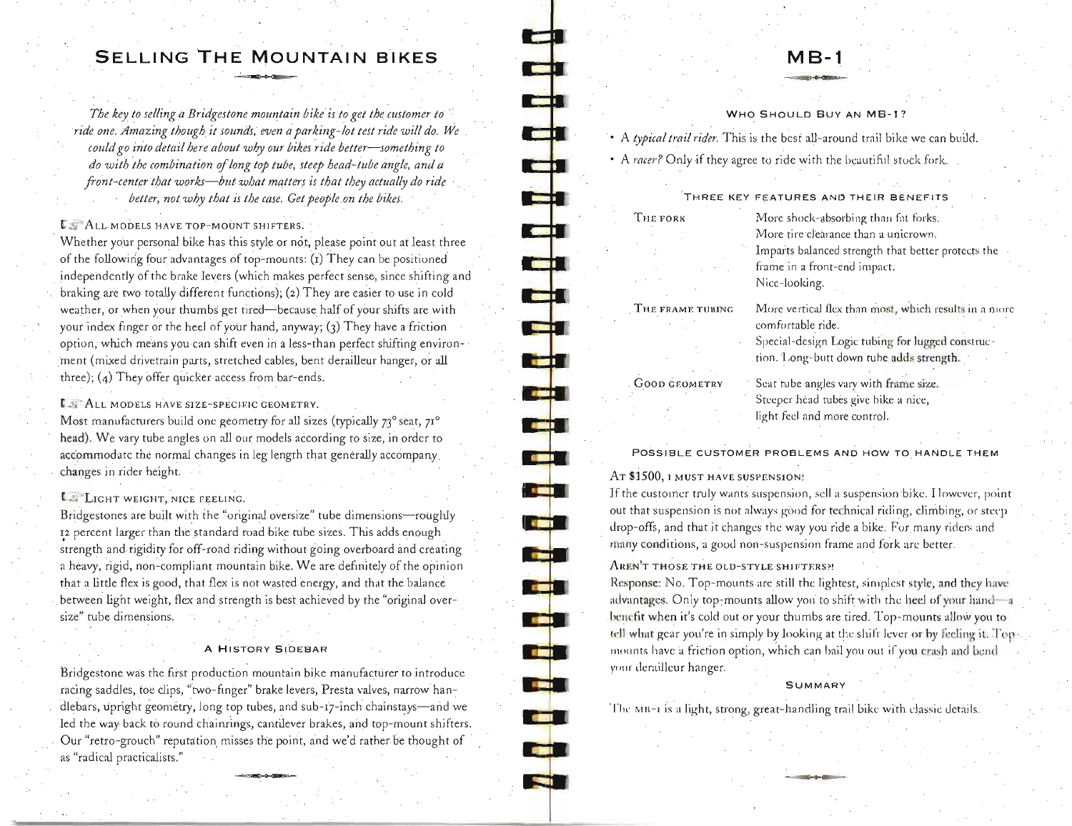# Selling The Mountain Bikes

*The key to selling a Bridgestone mountain bike is to get the customer to ride one. Amazing though it sounds, even a parking-lot test ride will do. We could go into detail here about why our bikes ride better—something to do with the combination of long top tube, steep head-tube angle, and a front-center that works—but what matters is that they actually do ride better, not why that is the case. Get people on the bikes.*

**All models have top-mount shifters.**

Whether your personal bike has this style or not, please point out at least three of the following four advantages of top-mounts: (1) They can be positioned independently of the brake levers (which makes perfect sense, since shifting and braking are two totally different functions); (2) They are easier to use in cold weather, or when your thumbs get tired—because half of your shifts are with your index finger or the heel of your hand, anyway; (3) They have a friction option, which means you can shift even in a less-than perfect shifting environment (mixed drivetrain parts, stretched cables, bent derailleur hanger, or all three); (4) They offer quicker access from bar-ends.

**All models have size-specific geometry.**

Most manufacturers build one geometry for all sizes (typically 73° seat, 71° head). We vary tube angles on all our models according to size, in order to accommodate the normal changes in leg length that generally accompany changes in rider height.

**Light weight, nice feeling.**

Bridgestones are built with the "original oversize" tube dimensions—roughly 12 percent larger than the standard road bike tube sizes. This adds enough strength and rigidity for off-road riding without going overboard and creating a heavy, rigid, non-compliant mountain bike. We are definitely of the opinion that a little flex is good, that flex is not wasted energy, and that the balance between light weight, flex and strength is best achieved by the "original oversize" tube dimensions.

### A History Sidebar

Bridgestone was the first production mountain bike manufacturer to introduce racing saddles, toe clips, "two-finger" brake levers, Presta valves, narrow handlebars, upright geometry, long top tubes, and sub-17-inch chainstays—and we led the way back to round chainrings, cantilever brakes, and top-mount shifters. Our "retro-grouch" reputation misses the point, and we'd rather be thought of as "radical practicalists."

# MB-1

### Who Should Buy an MB-1?

- A *typical trail rider.* This is the best all-around trail bike we can build.
- A *racer?* Only if they agree to ride with the beautiful stock fork.

### Three Key Features and Their Benefits

| | |
|---|---|
| The Fork | More shock-absorbing than fat forks. More tire clearance than a unicrown. Imparts balanced strength that better protects the frame in a front-end impact. Nice-looking. |
| The Frame Tubing | More vertical flex than most, which results in a more comfortable ride. Special-design Logic tubing for lugged construction. Long-butt down tube adds strength. |
| Good Geometry | Seat tube angles vary with frame size. Steeper head tubes give bike a nice, light feel and more control. |

### Possible Customer Problems and How to Handle Them

**At $1500, I must have suspension!**

If the customer truly wants suspension, sell a suspension bike. However, point out that suspension is not always good for technical riding, climbing, or steep drop-offs, and that it changes the way you ride a bike. For many riders and many conditions, a good non-suspension frame and fork are better.

**Aren't those the old-style shifters?!**

Response: No. Top-mounts are still the lightest, simplest style, and they have advantages. Only top-mounts allow you to shift with the heel of your hand—a benefit when it's cold out or your thumbs are tired. Top-mounts allow you to tell what gear you're in simply by looking at the shift lever or by feeling it. Top-mounts have a friction option, which can bail you out if you crash and bend your derailleur hanger.

### Summary

The MB-1 is a light, strong, great-handling trail bike with classic details.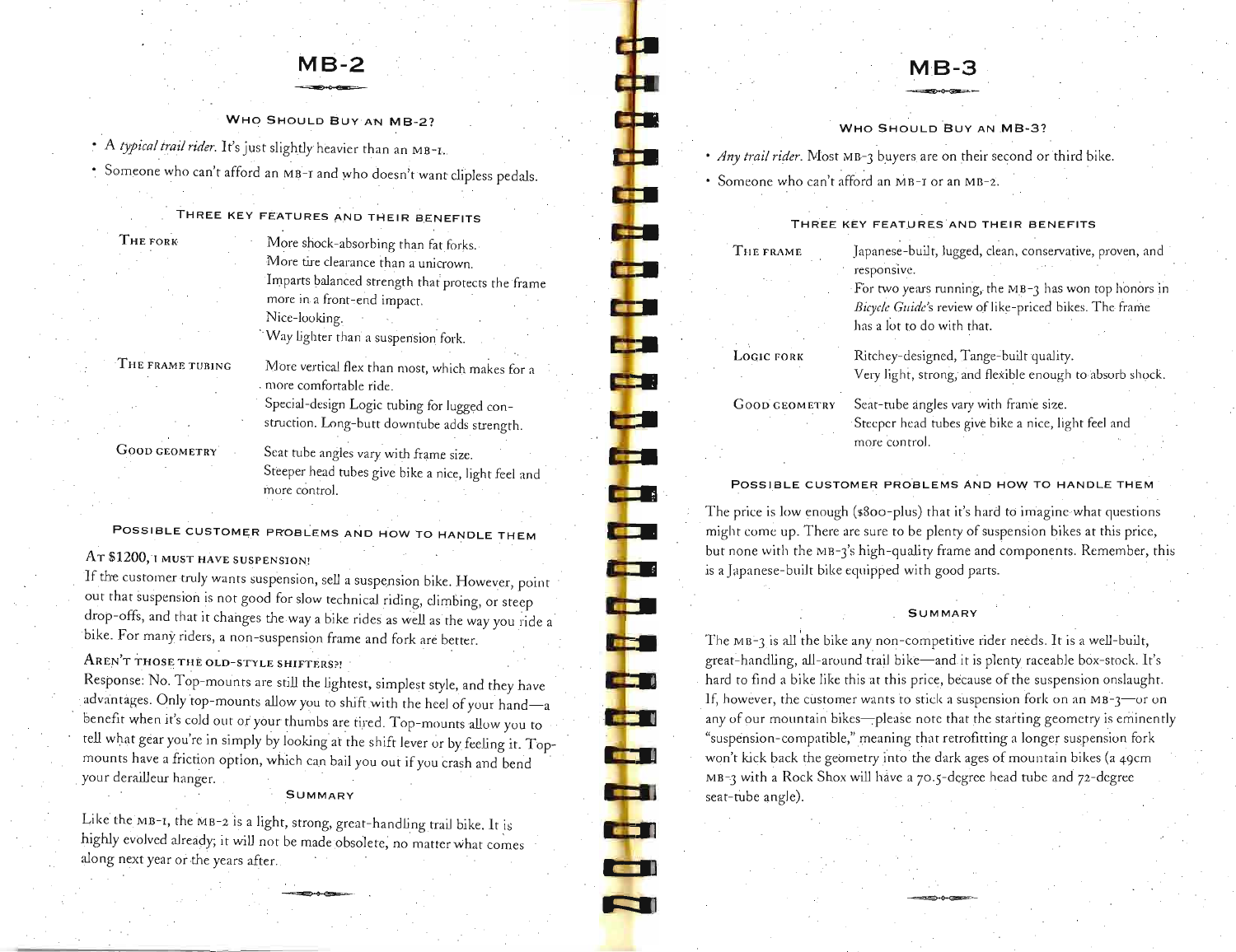# MB-2

### Who Should Buy an MB-2?

- A *typical trail rider*. It's just slightly heavier than an MB-1.
- Someone who can't afford an MB-1 and who doesn't want clipless pedals.

### Three Key Features and Their Benefits

| | |
|---|---|
| The Fork | More shock-absorbing than fat forks. More tire clearance than a unicrown. Imparts balanced strength that protects the frame more in a front-end impact. Nice-looking. Way lighter than a suspension fork. |
| The Frame Tubing | More vertical flex than most, which makes for a more comfortable ride. Special-design Logic tubing for lugged construction. Long-butt downtube adds strength. |
| Good Geometry | Seat tube angles vary with frame size. Steeper head tubes give bike a nice, light feel and more control. |

### Possible Customer Problems and How to Handle Them

**At $1200, I must have suspension!**

If the customer truly wants suspension, sell a suspension bike. However, point out that suspension is not good for slow technical riding, climbing, or steep drop-offs, and that it changes the way a bike rides as well as the way you ride a bike. For many riders, a non-suspension frame and fork are better.

**Aren't those the old-style shifters?!**

Response: No. Top-mounts are still the lightest, simplest style, and they have advantages. Only top-mounts allow you to shift with the heel of your hand—a benefit when it's cold out or your thumbs are tired. Top-mounts allow you to tell what gear you're in simply by looking at the shift lever or by feeling it. Top-mounts have a friction option, which can bail you out if you crash and bend your derailleur hanger.

### Summary

Like the MB-1, the MB-2 is a light, strong, great-handling trail bike. It is highly evolved already; it will not be made obsolete, no matter what comes along next year or the years after.

# MB-3

### Who Should Buy an MB-3?

- *Any trail rider*. Most MB-3 buyers are on their second or third bike.
- Someone who can't afford an MB-1 or an MB-2.

### Three Key Features and Their Benefits

| | |
|---|---|
| The Frame | Japanese-built, lugged, clean, conservative, proven, and responsive. For two years running, the MB-3 has won top honors in *Bicycle Guide*'s review of like-priced bikes. The frame has a lot to do with that. |
| Logic Fork | Ritchey-designed, Tange-built quality. Very light, strong, and flexible enough to absorb shock. |
| Good Geometry | Seat-tube angles vary with frame size. Steeper head tubes give bike a nice, light feel and more control. |

### Possible Customer Problems and How to Handle Them

The price is low enough ($800-plus) that it's hard to imagine what questions might come up. There are sure to be plenty of suspension bikes at this price, but none with the MB-3's high-quality frame and components. Remember, this is a Japanese-built bike equipped with good parts.

### Summary

The MB-3 is all the bike any non-competitive rider needs. It is a well-built, great-handling, all-around trail bike—and it is plenty raceable box-stock. It's hard to find a bike like this at this price, because of the suspension onslaught. If, however, the customer wants to stick a suspension fork on an MB-3—or on any of our mountain bikes—please note that the starting geometry is eminently "suspension-compatible," meaning that retrofitting a longer suspension fork won't kick back the geometry into the dark ages of mountain bikes (a 49cm MB-3 with a Rock Shox will have a 70.5-degree head tube and 72-degree seat-tube angle).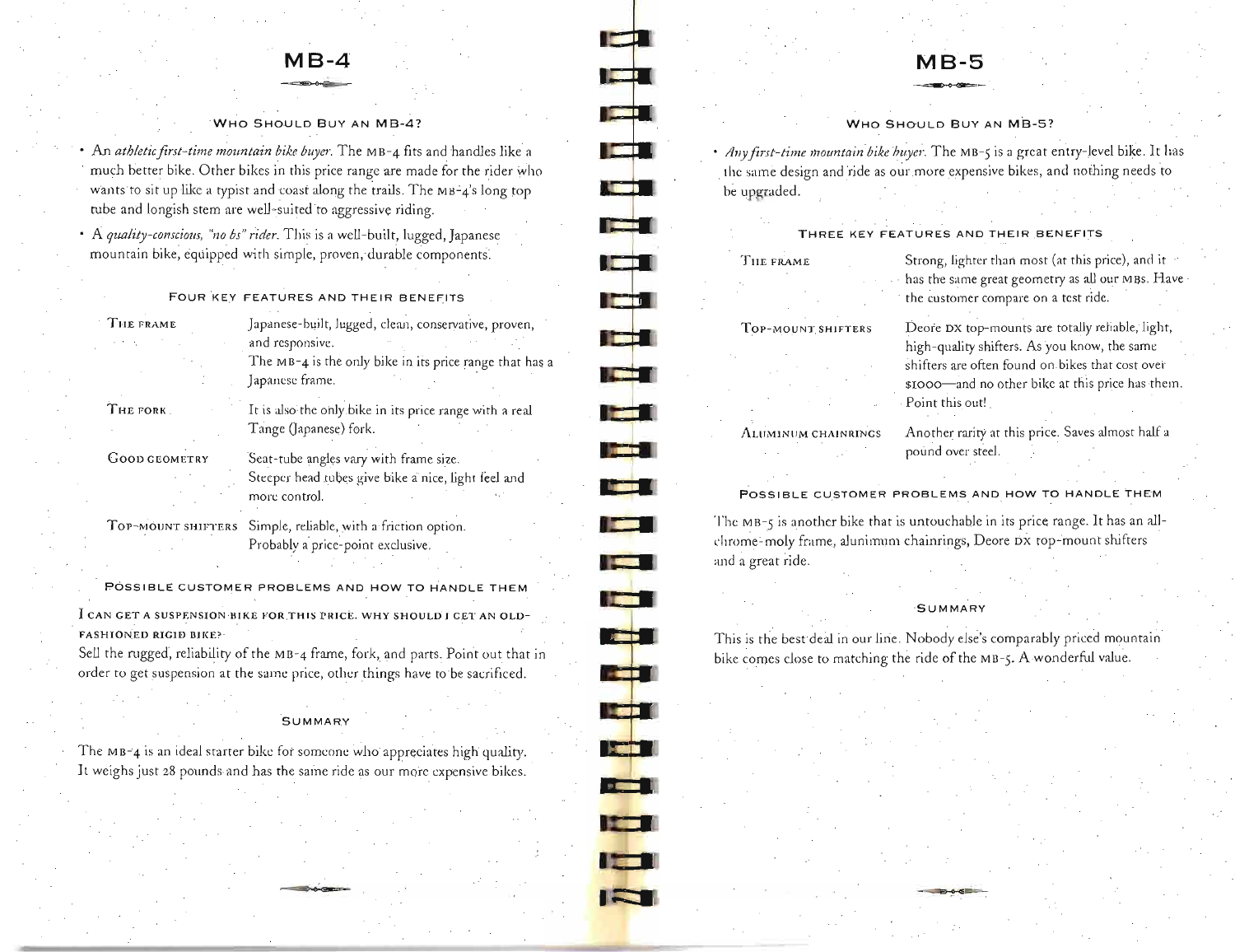# MB-4

### Who Should Buy an MB-4?

- An *athletic first-time mountain bike buyer*. The MB-4 fits and handles like a much better bike. Other bikes in this price range are made for the rider who wants to sit up like a typist and coast along the trails. The MB-4's long top tube and longish stem are well-suited to aggressive riding.
- A *quality-conscious, "no bs" rider*. This is a well-built, lugged, Japanese mountain bike, equipped with simple, proven, durable components.

### Four Key Features and Their Benefits

| | |
|---|---|
| The frame | Japanese-built, lugged, clean, conservative, proven, and responsive. The MB-4 is the only bike in its price range that has a Japanese frame. |
| The fork | It is also the only bike in its price range with a real Tange (Japanese) fork. |
| Good geometry | Seat-tube angles vary with frame size. Steeper head tubes give bike a nice, light feel and more control. |
| Top-mount shifters | Simple, reliable, with a friction option. Probably a price-point exclusive. |

### Possible Customer Problems and How to Handle Them

**I can get a suspension bike for this price. Why should I get an old-fashioned rigid bike?**

Sell the rugged, reliability of the MB-4 frame, fork, and parts. Point out that in order to get suspension at the same price, other things have to be sacrificed.

### Summary

The MB-4 is an ideal starter bike for someone who appreciates high quality. It weighs just 28 pounds and has the same ride as our more expensive bikes.

# MB-5

### Who Should Buy an MB-5?

- *Any first-time mountain bike buyer*. The MB-5 is a great entry-level bike. It has the same design and ride as our more expensive bikes, and nothing needs to be upgraded.

### Three Key Features and Their Benefits

| | |
|---|---|
| The frame | Strong, lighter than most (at this price), and it has the same great geometry as all our MBs. Have the customer compare on a test ride. |
| Top-mount shifters | Deore DX top-mounts are totally reliable, light, high-quality shifters. As you know, the same shifters are often found on bikes that cost over $1000—and no other bike at this price has them. Point this out! |
| Aluminum chainrings | Another rarity at this price. Saves almost half a pound over steel. |

### Possible Customer Problems and How to Handle Them

The MB-5 is another bike that is untouchable in its price range. It has an all-chrome-moly frame, alunimum chainrings, Deore DX top-mount shifters and a great ride.

### Summary

This is the best deal in our line. Nobody else's comparably priced mountain bike comes close to matching the ride of the MB-5. A wonderful value.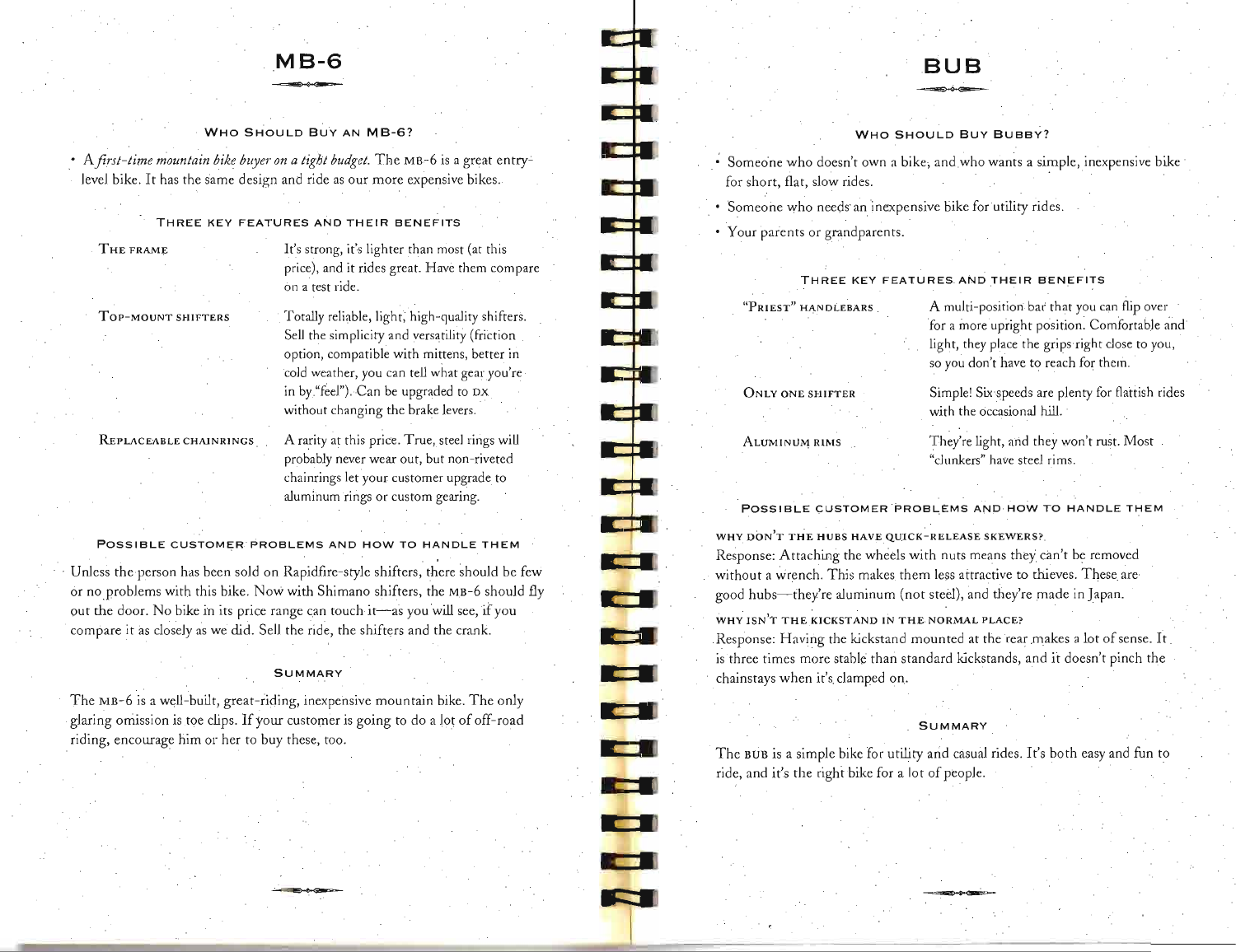# MB-6

### Who Should Buy an MB-6?

- *A first-time mountain bike buyer on a tight budget.* The MB-6 is a great entry-level bike. It has the same design and ride as our more expensive bikes.

### Three Key Features and Their Benefits

| | |
|---|---|
| The Frame | It's strong, it's lighter than most (at this price), and it rides great. Have them compare on a test ride. |
| Top-Mount Shifters | Totally reliable, light, high-quality shifters. Sell the simplicity and versatility (friction option, compatible with mittens, better in cold weather, you can tell what gear you're in by "feel"). Can be upgraded to DX without changing the brake levers. |
| Replaceable Chainrings | A rarity at this price. True, steel rings will probably never wear out, but non-riveted chainrings let your customer upgrade to aluminum rings or custom gearing. |

### Possible Customer Problems and How to Handle Them

Unless the person has been sold on Rapidfire-style shifters, there should be few or no problems with this bike. Now with Shimano shifters, the MB-6 should fly out the door. No bike in its price range can touch it—as you will see, if you compare it as closely as we did. Sell the ride, the shifters and the crank.

### Summary

The MB-6 is a well-built, great-riding, inexpensive mountain bike. The only glaring omission is toe clips. If your customer is going to do a lot of off-road riding, encourage him or her to buy these, too.

# BUB

### Who Should Buy Bubby?

- Someone who doesn't own a bike, and who wants a simple, inexpensive bike for short, flat, slow rides.
- Someone who needs an inexpensive bike for utility rides.
- Your parents or grandparents.

### Three Key Features and Their Benefits

| | |
|---|---|
| "Priest" Handlebars | A multi-position bar that you can flip over for a more upright position. Comfortable and light, they place the grips right close to you, so you don't have to reach for them. |
| Only One Shifter | Simple! Six speeds are plenty for flattish rides with the occasional hill. |
| Aluminum Rims | They're light, and they won't rust. Most "clunkers" have steel rims. |

### Possible Customer Problems and How to Handle Them

**Why don't the hubs have quick-release skewers?**
Response: Attaching the wheels with nuts means they can't be removed without a wrench. This makes them less attractive to thieves. These are good hubs—they're aluminum (not steel), and they're made in Japan.

**Why isn't the kickstand in the normal place?**
Response: Having the kickstand mounted at the rear makes a lot of sense. It is three times more stable than standard kickstands, and it doesn't pinch the chainstays when it's clamped on.

### Summary

The BUB is a simple bike for utility and casual rides. It's both easy and fun to ride, and it's the right bike for a lot of people.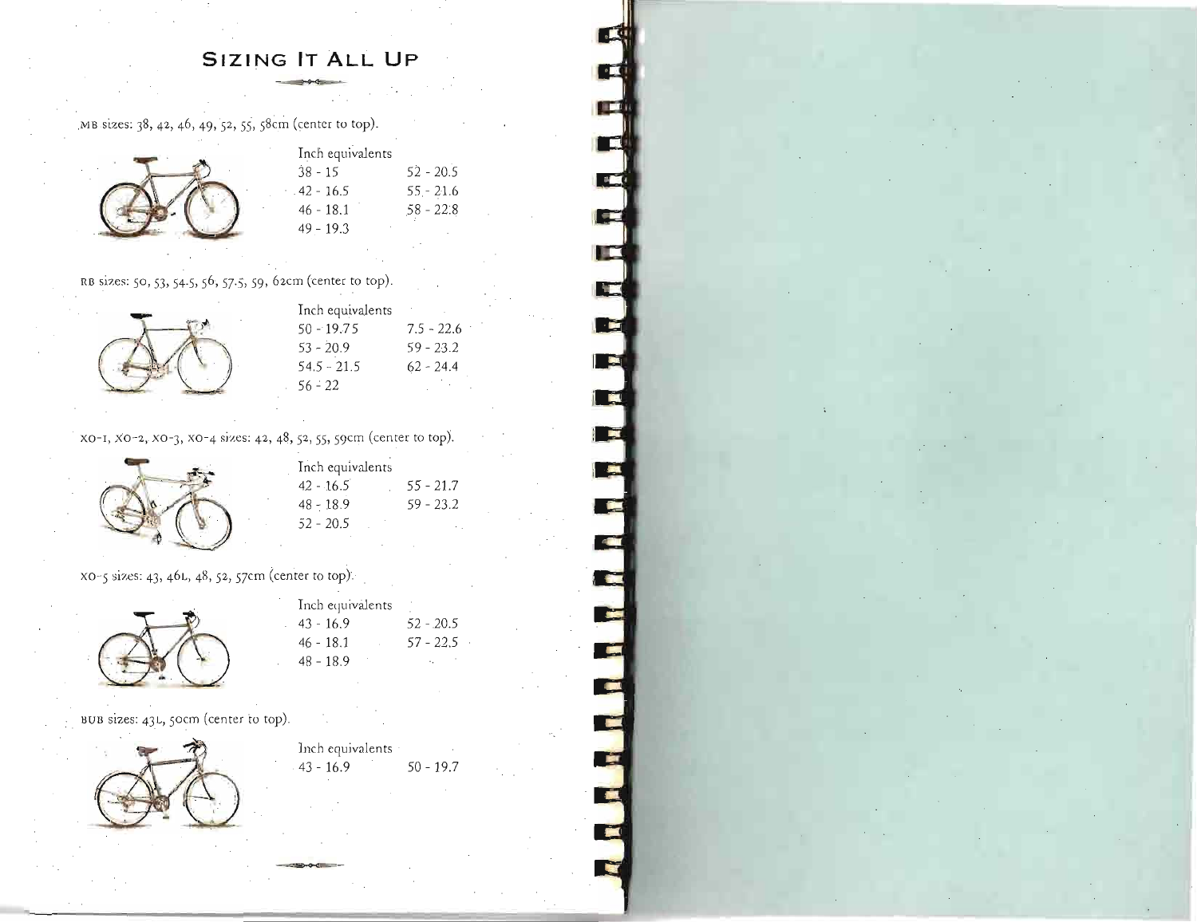## Sizing It All Up

MB sizes: 38, 42, 46, 49, 52, 55, 58cm (center to top).

Inch equivalents

| | |
|---|---|
| 38 - 15 | 52 - 20.5 |
| 42 - 16.5 | 55 - 21.6 |
| 46 - 18.1 | 58 - 22.8 |
| 49 - 19.3 | |

RB sizes: 50, 53, 54.5, 56, 57.5, 59, 62cm (center to top).

Inch equivalents

| | |
|---|---|
| 50 - 19.75 | 7.5 - 22.6 |
| 53 - 20.9 | 59 - 23.2 |
| 54.5 - 21.5 | 62 - 24.4 |
| 56 - 22 | |

XO-1, XO-2, XO-3, XO-4 sizes: 42, 48, 52, 55, 59cm (center to top).

Inch equivalents

| | |
|---|---|
| 42 - 16.5 | 55 - 21.7 |
| 48 - 18.9 | 59 - 23.2 |
| 52 - 20.5 | |

XO-5 sizes: 43, 46L, 48, 52, 57cm (center to top).

Inch equivalents

| | |
|---|---|
| 43 - 16.9 | 52 - 20.5 |
| 46 - 18.1 | 57 - 22.5 |
| 48 - 18.9 | |

BUB sizes: 43L, 50cm (center to top).

Inch equivalents

| | |
|---|---|
| 43 - 16.9 | 50 - 19.7 |